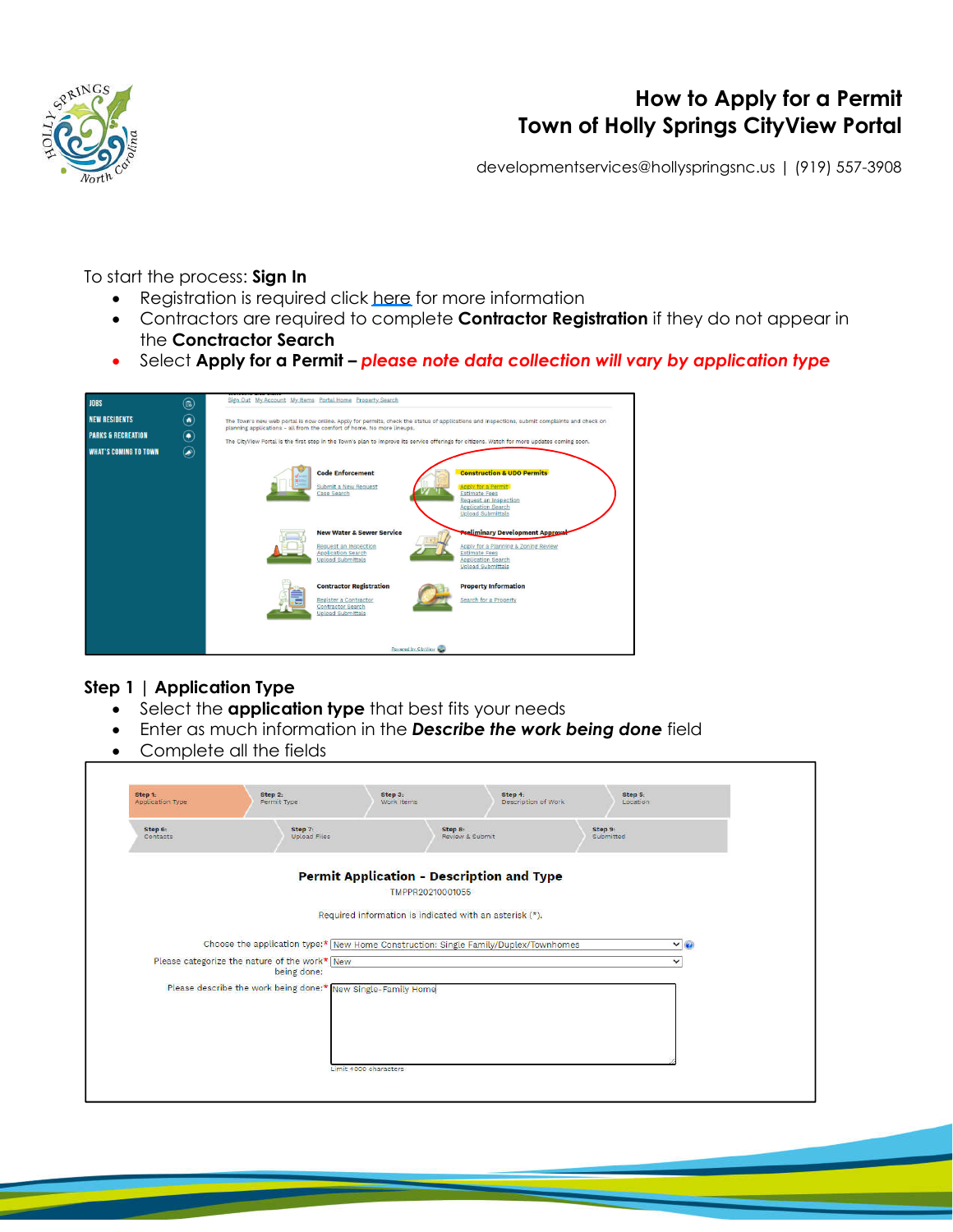# How to Apply for a Permit
## Town of Holly Springs CityView Portal

developmentservices@hollyspringsnc.us | (919) 557-3908

To start the process: **Sign In**

- Registration is required click here for more information
- Contractors are required to complete **Contractor Registration** if they do not appear in the **Conctractor Search**
- Select **Apply for a Permit –** ***please note data collection will vary by application type***

### Step 1 | Application Type

- Select the **application type** that best fits your needs
- Enter as much information in the ***Describe the work being done*** field
- Complete all the fields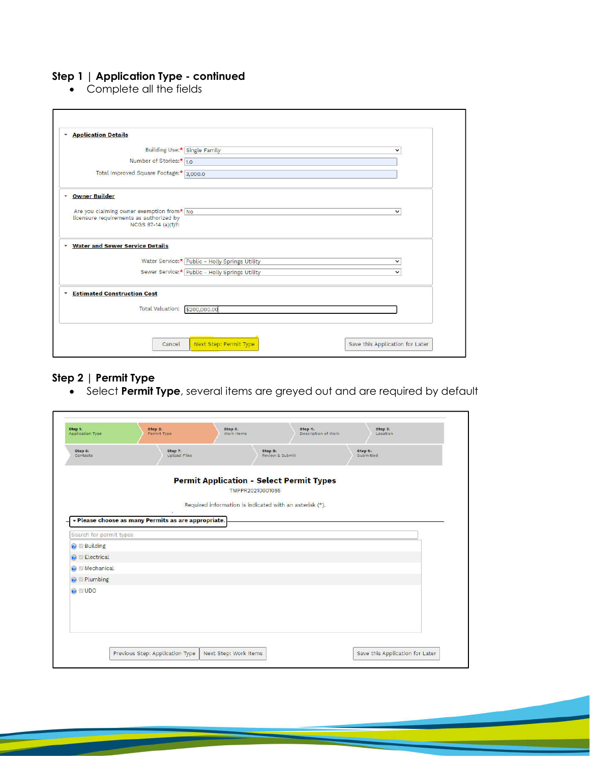## Step 1 | Application Type - continued

- Complete all the fields

**Application Details**

Building Use:* Single Family

Number of Stories:* 1.0

Total Improved Square Footage:* 3,000.0

**Owner Builder**

Are you claiming owner exemption from licensure requirements as authorized by NCGS 87-14 (a)(1)?:* No

**Water and Sewer Service Details**

Water Service:* Public - Holly Springs Utility

Sewer Service:* Public - Holly Springs Utility

**Estimated Construction Cost**

Total Valuation: $200,000.00

Cancel | Next Step: Permit Type | Save this Application for Later

## Step 2 | Permit Type

- Select **Permit Type**, several items are greyed out and are required by default

Step 1: Application Type | Step 2: Permit Type | Step 3: Work Items | Step 4: Description of Work | Step 5: Location | Step 6: Contacts | Step 7: Upload Files | Step 8: Review & Submit | Step 9: Submitted

**Permit Application - Select Permit Types**

TMPPR20210001065

Required information is indicated with an asterisk (*).

**Please choose as many Permits as are appropriate.**

Search for permit types

- Building
- Electrical
- Mechanical
- Plumbing
- UDO

Previous Step: Application Type | Next Step: Work Items | Save this Application for Later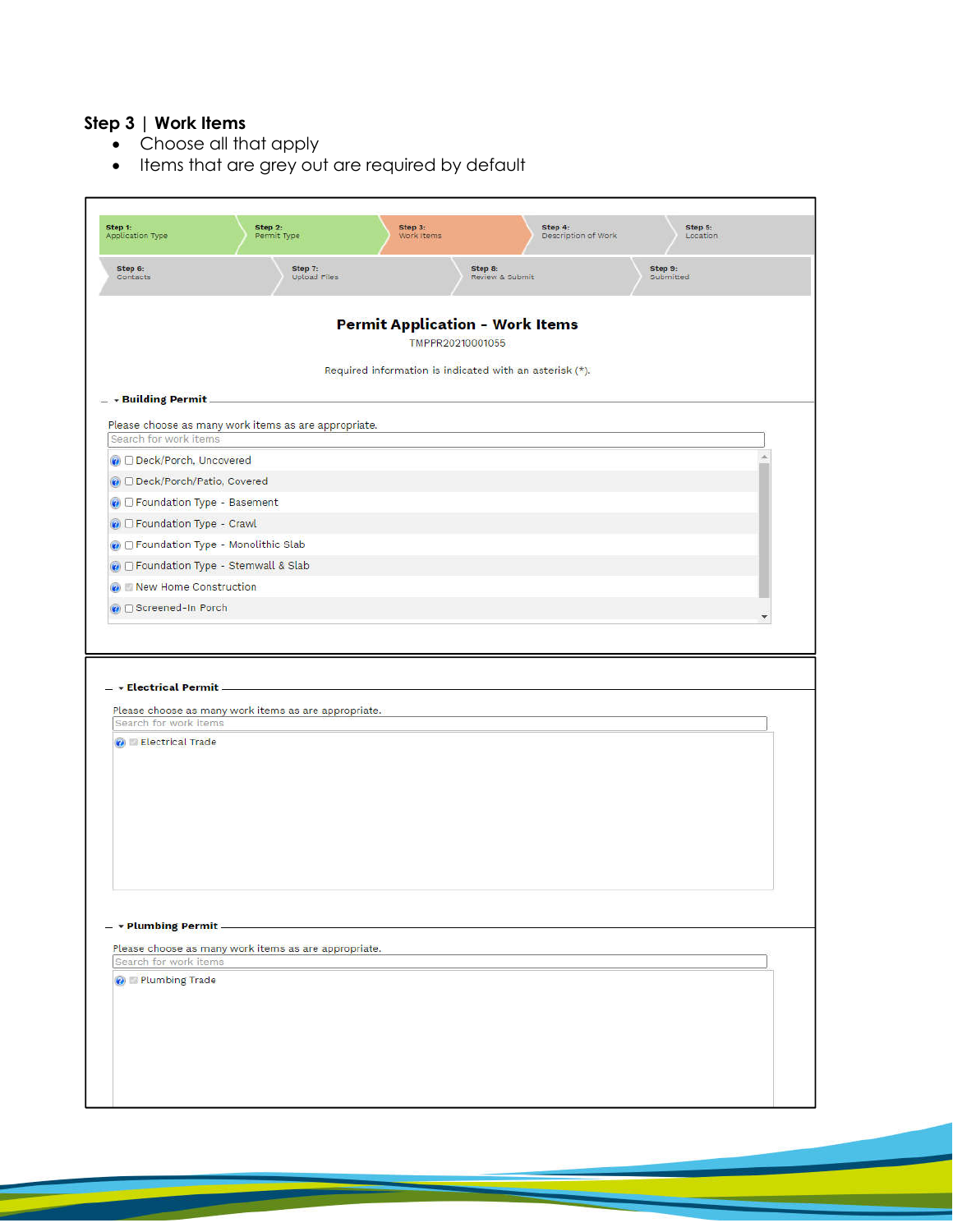### Step 3 | Work Items

- Choose all that apply
- Items that are grey out are required by default

Step 1: Application Type | Step 2: Permit Type | Step 3: Work Items | Step 4: Description of Work | Step 5: Location
Step 6: Contacts | Step 7: Upload Files | Step 8: Review & Submit | Step 9: Submitted

**Permit Application - Work Items**

TMPPR20210001055

Required information is indicated with an asterisk (*).

**Building Permit**

Please choose as many work items as are appropriate.

Search for work items

- [ ] Deck/Porch, Uncovered
- [ ] Deck/Porch/Patio, Covered
- [ ] Foundation Type - Basement
- [ ] Foundation Type - Crawl
- [ ] Foundation Type - Monolithic Slab
- [ ] Foundation Type - Stemwall & Slab
- [x] New Home Construction
- [ ] Screened-In Porch

**Electrical Permit**

Please choose as many work items as are appropriate.

Search for work items

- [x] Electrical Trade

**Plumbing Permit**

Please choose as many work items as are appropriate.

Search for work items

- [x] Plumbing Trade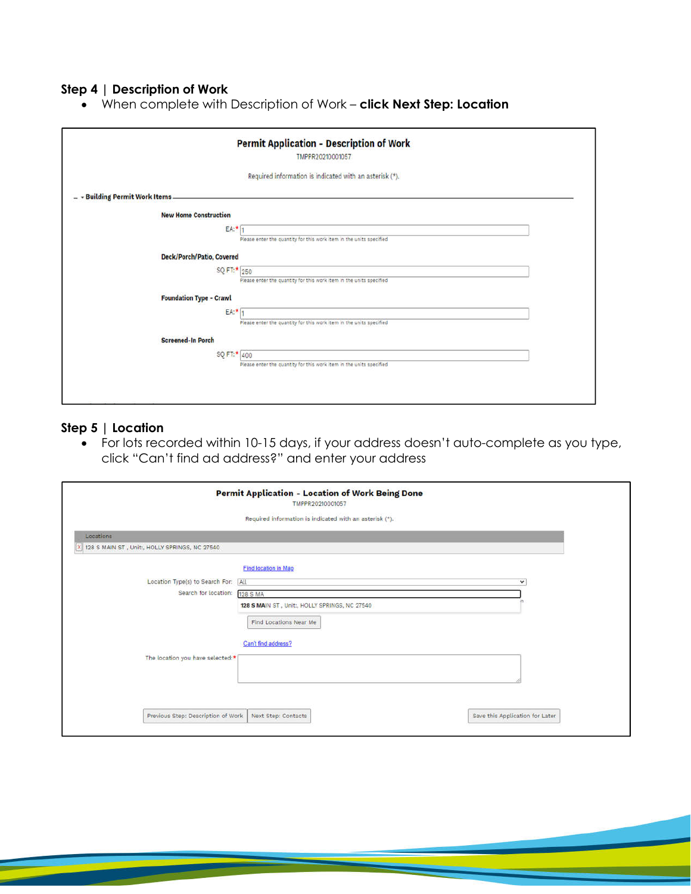### Step 4 | Description of Work

- When complete with Description of Work – **click Next Step: Location**

**Permit Application - Description of Work**

TMPPR20210001057

Required information is indicated with an asterisk (*).

**Building Permit Work Items**

**New Home Construction**

EA:* 1

Please enter the quantity for this work item in the units specified

**Deck/Porch/Patio, Covered**

SQ FT:* 250

Please enter the quantity for this work item in the units specified

**Foundation Type - Crawl**

EA:* 1

Please enter the quantity for this work item in the units specified

**Screened-In Porch**

SQ FT:* 400

Please enter the quantity for this work item in the units specified

### Step 5 | Location

- For lots recorded within 10-15 days, if your address doesn't auto-complete as you type, click "Can't find ad address?" and enter your address

**Permit Application - Location of Work Being Done**

TMPPR20210001057

Required information is indicated with an asterisk (*).

Locations

128 S MAIN ST , Unit:, HOLLY SPRINGS, NC 27540

Find location in Map

Location Type(s) to Search For: All

Search for location: 128 S MA

128 S MAIN ST , Unit:, HOLLY SPRINGS, NC 27540

Find Locations Near Me

Can't find address?

The location you have selected:*

Previous Step: Description of Work | Next Step: Contacts | Save this Application for Later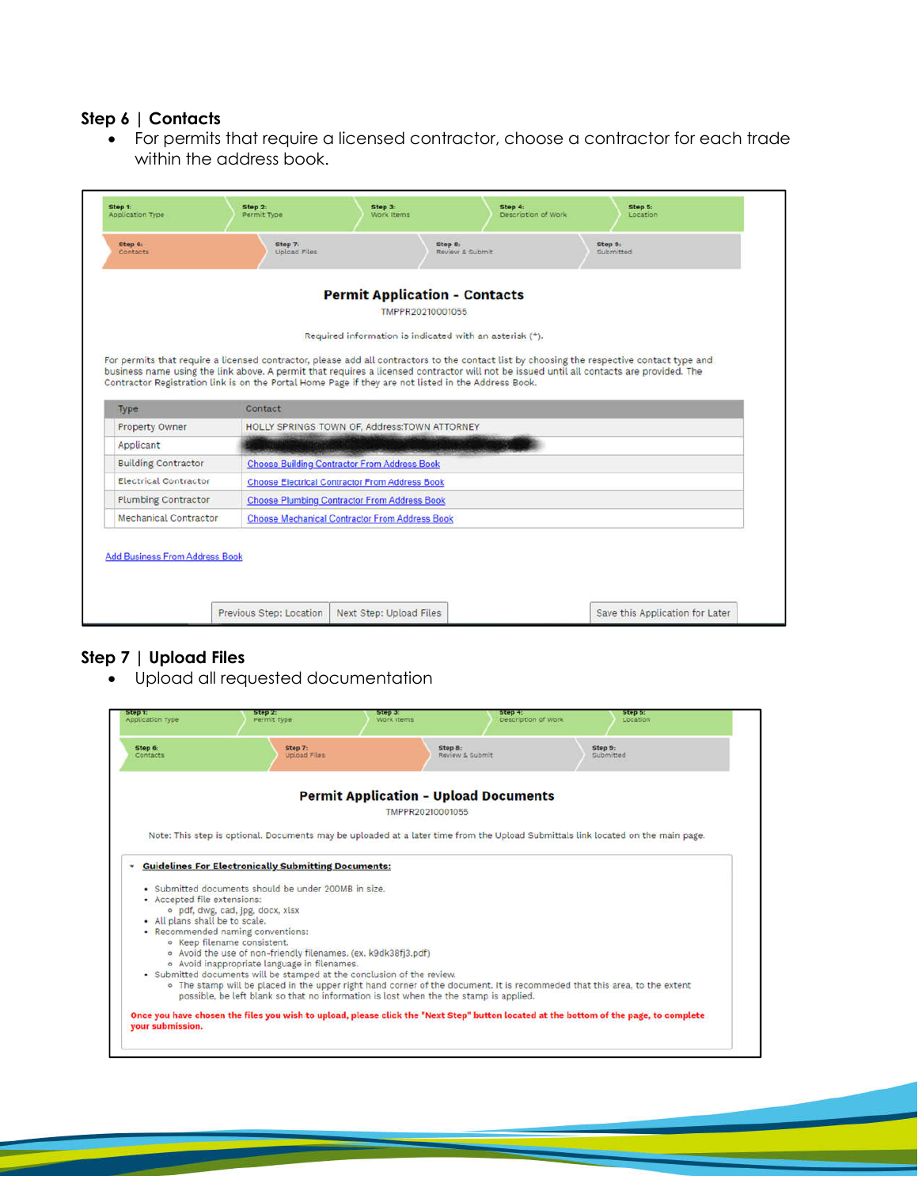## Step 6 | Contacts

- For permits that require a licensed contractor, choose a contractor for each trade within the address book.

| Step 1: Application Type | Step 2: Permit Type | Step 3: Work Items | Step 4: Description of Work | Step 5: Location |
|---|---|---|---|---|

| Step 6: Contacts | Step 7: Upload Files | Step 8: Review & Submit | Step 9: Submitted |
|---|---|---|---|

**Permit Application - Contacts**

TMPPR20210001055

Required information is indicated with an asterisk (*).

For permits that require a licensed contractor, please add all contractors to the contact list by choosing the respective contact type and business name using the link above. A permit that requires a licensed contractor will not be issued until all contacts are provided. The Contractor Registration link is on the Portal Home Page if they are not listed in the Address Book.

| Type | Contact |
|---|---|
| Property Owner | HOLLY SPRINGS TOWN OF, Address:TOWN ATTORNEY |
| Applicant | |
| Building Contractor | Choose Building Contractor From Address Book |
| Electrical Contractor | Choose Electrical Contractor From Address Book |
| Plumbing Contractor | Choose Plumbing Contractor From Address Book |
| Mechanical Contractor | Choose Mechanical Contractor From Address Book |

Add Business From Address Book

Previous Step: Location | Next Step: Upload Files | Save this Application for Later

## Step 7 | Upload Files

- Upload all requested documentation

| Step 1: Application Type | Step 2: Permit Type | Step 3: Work Items | Step 4: Description of Work | Step 5: Location |
|---|---|---|---|---|

| Step 6: Contacts | Step 7: Upload Files | Step 8: Review & Submit | Step 9: Submitted |
|---|---|---|---|

**Permit Application - Upload Documents**

TMPPR20210001055

Note: This step is optional. Documents may be uploaded at a later time from the Upload Submittals link located on the main page.

**Guidelines For Electronically Submitting Documents:**

- Submitted documents should be under 200MB in size.
- Accepted file extensions:
  - pdf, dwg, cad, jpg, docx, xlsx
- All plans shall be to scale.
- Recommended naming conventions:
  - Keep filename consistent.
  - Avoid the use of non-friendly filenames. (ex. k9dk38fj3.pdf)
  - Avoid inappropriate language in filenames.
- Submitted documents will be stamped at the conclusion of the review.
  - The stamp will be placed in the upper right hand corner of the document. It is recommeded that this area, to the extent possible, be left blank so that no information is lost when the the stamp is applied.

**Once you have chosen the files you wish to upload, please click the "Next Step" button located at the bottom of the page, to complete your submission.**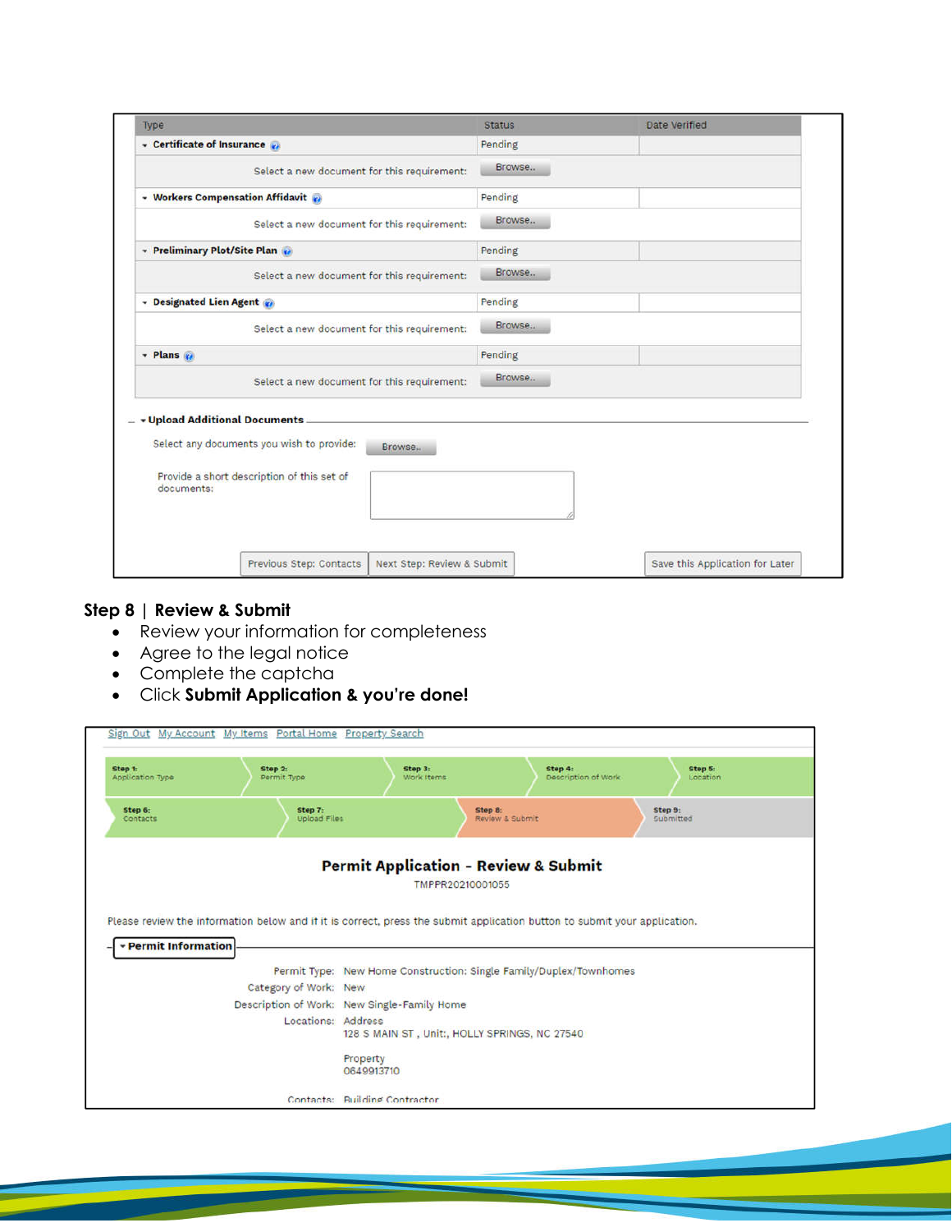| Type | Status | Date Verified |
| --- | --- | --- |
| Certificate of Insurance | Pending | |
| Select a new document for this requirement: Browse.. | | |
| Workers Compensation Affidavit | Pending | |
| Select a new document for this requirement: Browse.. | | |
| Preliminary Plot/Site Plan | Pending | |
| Select a new document for this requirement: Browse.. | | |
| Designated Lien Agent | Pending | |
| Select a new document for this requirement: Browse.. | | |
| Plans | Pending | |
| Select a new document for this requirement: Browse.. | | |

Upload Additional Documents

Select any documents you wish to provide: Browse..

Provide a short description of this set of documents:

Previous Step: Contacts | Next Step: Review & Submit | Save this Application for Later

## Step 8 | Review & Submit

- Review your information for completeness
- Agree to the legal notice
- Complete the captcha
- Click **Submit Application & you're done!**

Sign Out My Account My Items Portal Home Property Search

Step 1: Application Type | Step 2: Permit Type | Step 3: Work Items | Step 4: Description of Work | Step 5: Location | Step 6: Contacts | Step 7: Upload Files | Step 8: Review & Submit | Step 9: Submitted

**Permit Application - Review & Submit**

TMPPR20210001055

Please review the information below and if it is correct, press the submit application button to submit your application.

**Permit Information**

Permit Type: New Home Construction: Single Family/Duplex/Townhomes

Category of Work: New

Description of Work: New Single-Family Home

Locations: Address
128 S MAIN ST , Unit:, HOLLY SPRINGS, NC 27540

Property
0649913710

Contacts: Building Contractor